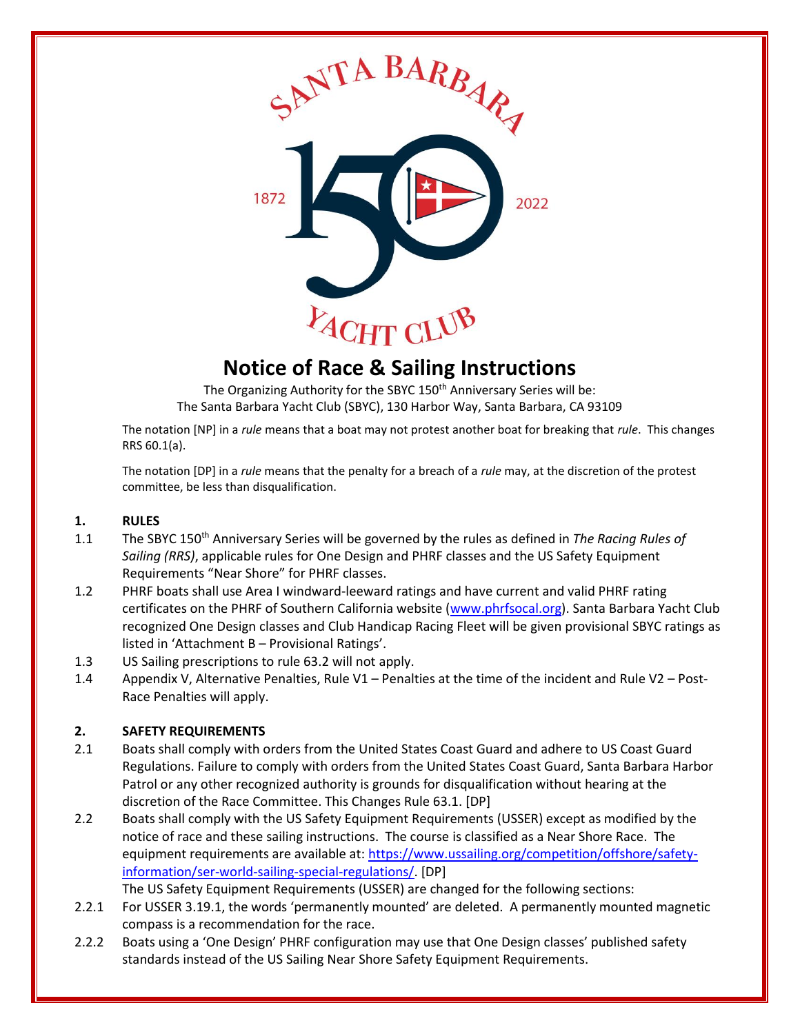SANTA BARBARA YACHT CLUB 1872 2022

# Notice of Race & Sailing Instructions

The Organizing Authority for the SBYC 150th Anniversary Series will be:
The Santa Barbara Yacht Club (SBYC), 130 Harbor Way, Santa Barbara, CA 93109

The notation [NP] in a *rule* means that a boat may not protest another boat for breaking that *rule*. This changes RRS 60.1(a).

The notation [DP] in a *rule* means that the penalty for a breach of a *rule* may, at the discretion of the protest committee, be less than disqualification.

## 1. RULES

1.1 The SBYC 150th Anniversary Series will be governed by the rules as defined in *The Racing Rules of Sailing (RRS)*, applicable rules for One Design and PHRF classes and the US Safety Equipment Requirements "Near Shore" for PHRF classes.

1.2 PHRF boats shall use Area I windward-leeward ratings and have current and valid PHRF rating certificates on the PHRF of Southern California website (www.phrfsocal.org). Santa Barbara Yacht Club recognized One Design classes and Club Handicap Racing Fleet will be given provisional SBYC ratings as listed in 'Attachment B – Provisional Ratings'.

1.3 US Sailing prescriptions to rule 63.2 will not apply.

1.4 Appendix V, Alternative Penalties, Rule V1 – Penalties at the time of the incident and Rule V2 – Post-Race Penalties will apply.

## 2. SAFETY REQUIREMENTS

2.1 Boats shall comply with orders from the United States Coast Guard and adhere to US Coast Guard Regulations. Failure to comply with orders from the United States Coast Guard, Santa Barbara Harbor Patrol or any other recognized authority is grounds for disqualification without hearing at the discretion of the Race Committee. This Changes Rule 63.1. [DP]

2.2 Boats shall comply with the US Safety Equipment Requirements (USSER) except as modified by the notice of race and these sailing instructions. The course is classified as a Near Shore Race. The equipment requirements are available at: https://www.ussailing.org/competition/offshore/safety-information/ser-world-sailing-special-regulations/. [DP]
The US Safety Equipment Requirements (USSER) are changed for the following sections:

2.2.1 For USSER 3.19.1, the words 'permanently mounted' are deleted. A permanently mounted magnetic compass is a recommendation for the race.

2.2.2 Boats using a 'One Design' PHRF configuration may use that One Design classes' published safety standards instead of the US Sailing Near Shore Safety Equipment Requirements.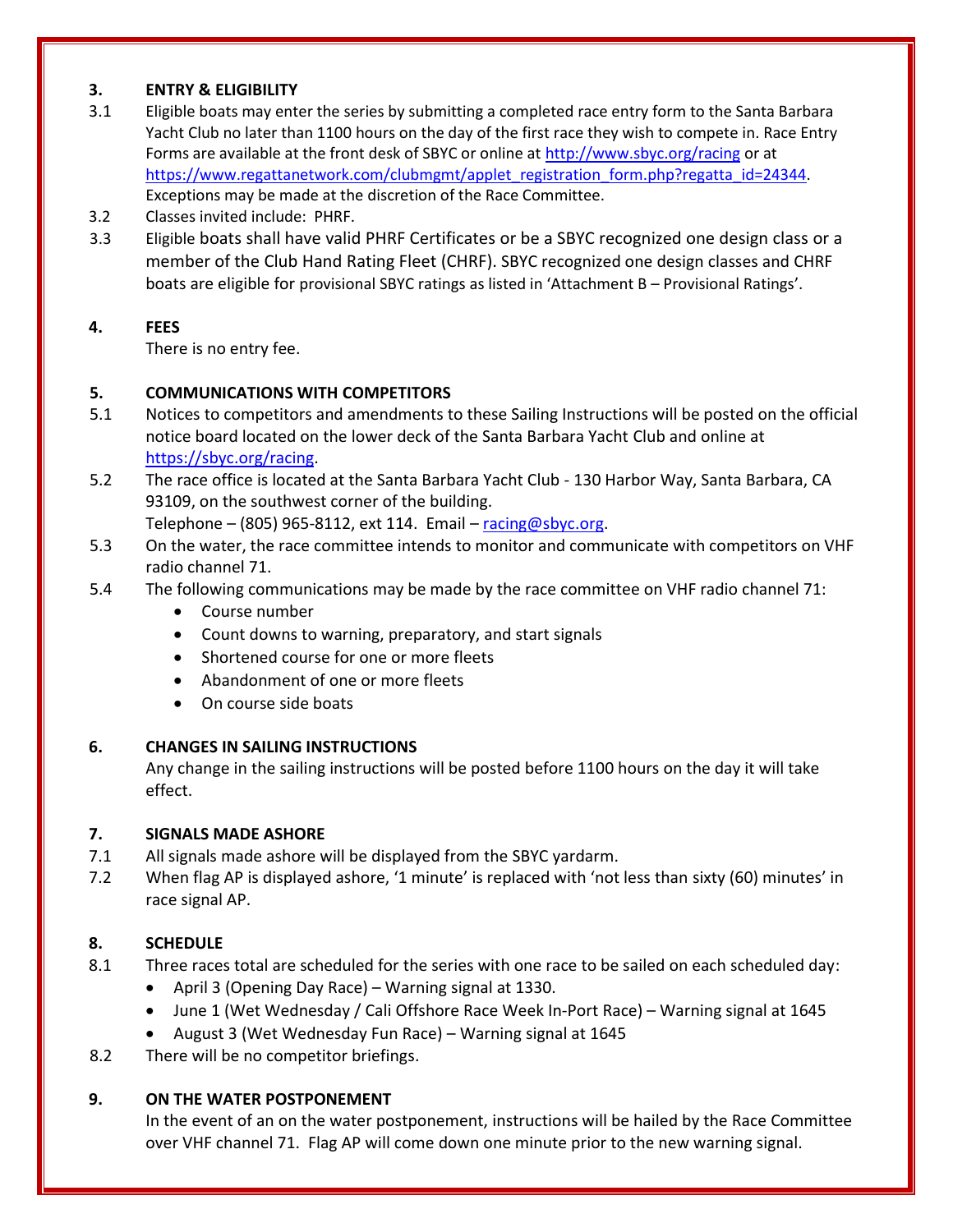## 3. ENTRY & ELIGIBILITY

3.1 Eligible boats may enter the series by submitting a completed race entry form to the Santa Barbara Yacht Club no later than 1100 hours on the day of the first race they wish to compete in. Race Entry Forms are available at the front desk of SBYC or online at http://www.sbyc.org/racing or at https://www.regattanetwork.com/clubmgmt/applet_registration_form.php?regatta_id=24344. Exceptions may be made at the discretion of the Race Committee.

3.2 Classes invited include: PHRF.

3.3 Eligible boats shall have valid PHRF Certificates or be a SBYC recognized one design class or a member of the Club Hand Rating Fleet (CHRF). SBYC recognized one design classes and CHRF boats are eligible for provisional SBYC ratings as listed in 'Attachment B – Provisional Ratings'.

## 4. FEES

There is no entry fee.

## 5. COMMUNICATIONS WITH COMPETITORS

5.1 Notices to competitors and amendments to these Sailing Instructions will be posted on the official notice board located on the lower deck of the Santa Barbara Yacht Club and online at https://sbyc.org/racing.

5.2 The race office is located at the Santa Barbara Yacht Club - 130 Harbor Way, Santa Barbara, CA 93109, on the southwest corner of the building.
Telephone – (805) 965-8112, ext 114. Email – racing@sbyc.org.

5.3 On the water, the race committee intends to monitor and communicate with competitors on VHF radio channel 71.

5.4 The following communications may be made by the race committee on VHF radio channel 71:

- Course number
- Count downs to warning, preparatory, and start signals
- Shortened course for one or more fleets
- Abandonment of one or more fleets
- On course side boats

## 6. CHANGES IN SAILING INSTRUCTIONS

Any change in the sailing instructions will be posted before 1100 hours on the day it will take effect.

## 7. SIGNALS MADE ASHORE

7.1 All signals made ashore will be displayed from the SBYC yardarm.

7.2 When flag AP is displayed ashore, '1 minute' is replaced with 'not less than sixty (60) minutes' in race signal AP.

## 8. SCHEDULE

8.1 Three races total are scheduled for the series with one race to be sailed on each scheduled day:

- April 3 (Opening Day Race) – Warning signal at 1330.
- June 1 (Wet Wednesday / Cali Offshore Race Week In-Port Race) – Warning signal at 1645
- August 3 (Wet Wednesday Fun Race) – Warning signal at 1645

8.2 There will be no competitor briefings.

## 9. ON THE WATER POSTPONEMENT

In the event of an on the water postponement, instructions will be hailed by the Race Committee over VHF channel 71. Flag AP will come down one minute prior to the new warning signal.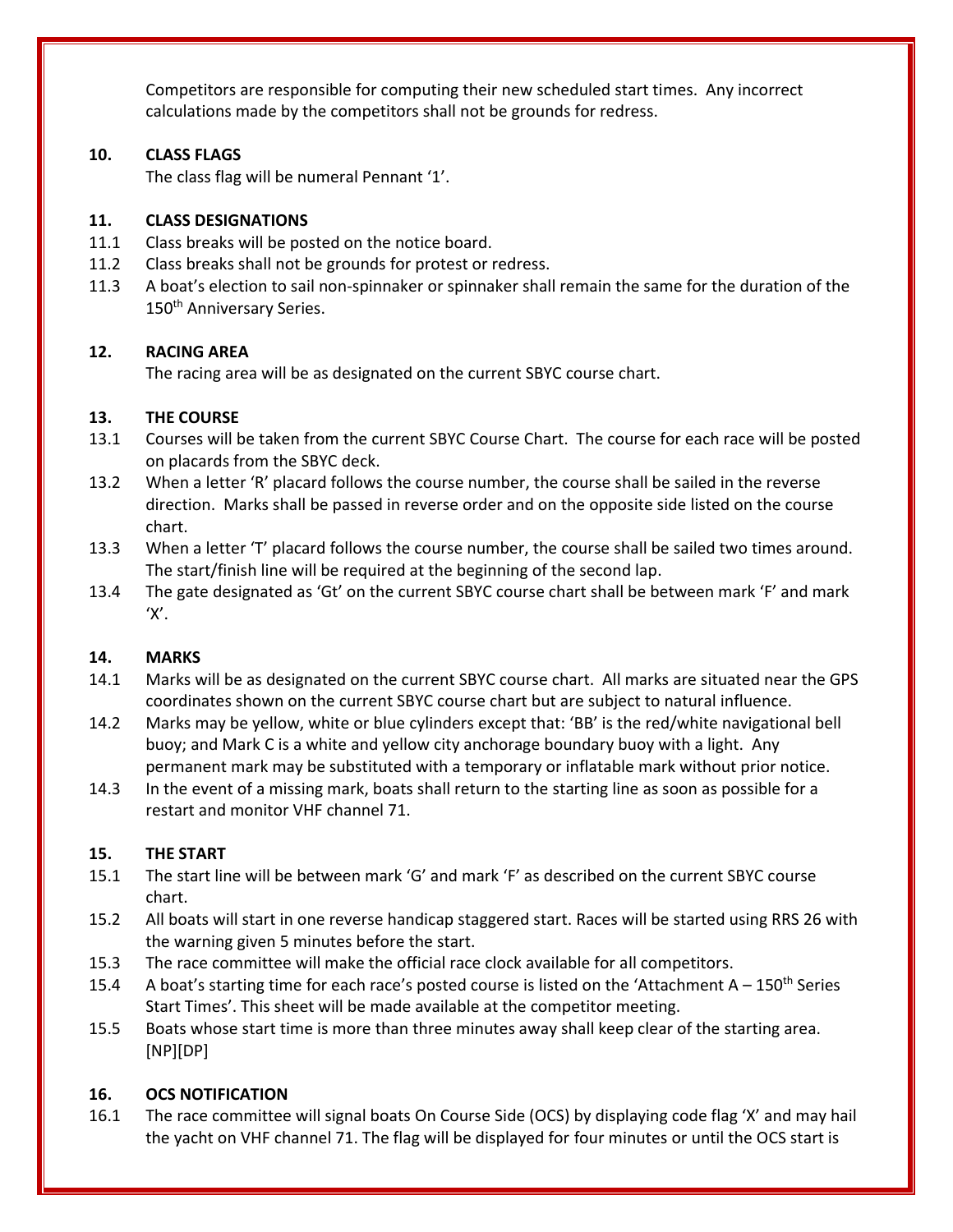Competitors are responsible for computing their new scheduled start times. Any incorrect calculations made by the competitors shall not be grounds for redress.

## 10. CLASS FLAGS

The class flag will be numeral Pennant '1'.

## 11. CLASS DESIGNATIONS

11.1 Class breaks will be posted on the notice board.

11.2 Class breaks shall not be grounds for protest or redress.

11.3 A boat's election to sail non-spinnaker or spinnaker shall remain the same for the duration of the 150th Anniversary Series.

## 12. RACING AREA

The racing area will be as designated on the current SBYC course chart.

## 13. THE COURSE

13.1 Courses will be taken from the current SBYC Course Chart. The course for each race will be posted on placards from the SBYC deck.

13.2 When a letter 'R' placard follows the course number, the course shall be sailed in the reverse direction. Marks shall be passed in reverse order and on the opposite side listed on the course chart.

13.3 When a letter 'T' placard follows the course number, the course shall be sailed two times around. The start/finish line will be required at the beginning of the second lap.

13.4 The gate designated as 'Gt' on the current SBYC course chart shall be between mark 'F' and mark 'X'.

## 14. MARKS

14.1 Marks will be as designated on the current SBYC course chart. All marks are situated near the GPS coordinates shown on the current SBYC course chart but are subject to natural influence.

14.2 Marks may be yellow, white or blue cylinders except that: 'BB' is the red/white navigational bell buoy; and Mark C is a white and yellow city anchorage boundary buoy with a light. Any permanent mark may be substituted with a temporary or inflatable mark without prior notice.

14.3 In the event of a missing mark, boats shall return to the starting line as soon as possible for a restart and monitor VHF channel 71.

## 15. THE START

15.1 The start line will be between mark 'G' and mark 'F' as described on the current SBYC course chart.

15.2 All boats will start in one reverse handicap staggered start. Races will be started using RRS 26 with the warning given 5 minutes before the start.

15.3 The race committee will make the official race clock available for all competitors.

15.4 A boat's starting time for each race's posted course is listed on the 'Attachment A – 150th Series Start Times'. This sheet will be made available at the competitor meeting.

15.5 Boats whose start time is more than three minutes away shall keep clear of the starting area. [NP][DP]

## 16. OCS NOTIFICATION

16.1 The race committee will signal boats On Course Side (OCS) by displaying code flag 'X' and may hail the yacht on VHF channel 71. The flag will be displayed for four minutes or until the OCS start is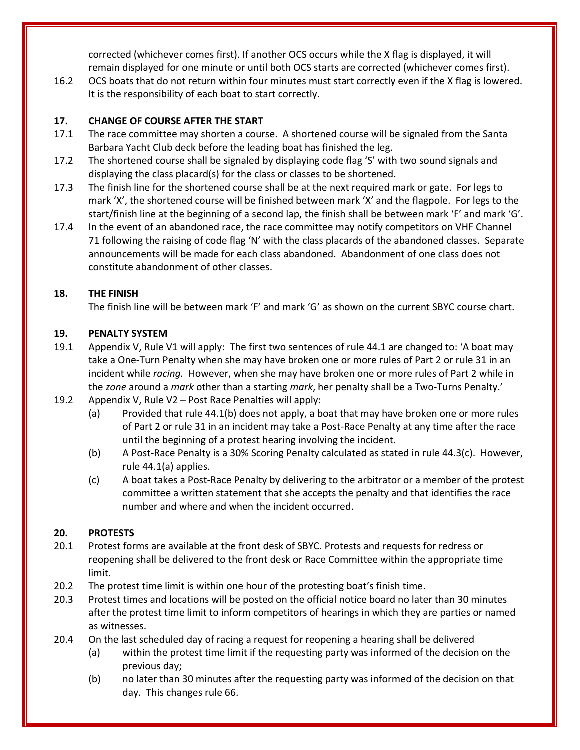corrected (whichever comes first). If another OCS occurs while the X flag is displayed, it will remain displayed for one minute or until both OCS starts are corrected (whichever comes first).

16.2 OCS boats that do not return within four minutes must start correctly even if the X flag is lowered. It is the responsibility of each boat to start correctly.

## 17. CHANGE OF COURSE AFTER THE START

17.1 The race committee may shorten a course. A shortened course will be signaled from the Santa Barbara Yacht Club deck before the leading boat has finished the leg.

17.2 The shortened course shall be signaled by displaying code flag 'S' with two sound signals and displaying the class placard(s) for the class or classes to be shortened.

17.3 The finish line for the shortened course shall be at the next required mark or gate. For legs to mark 'X', the shortened course will be finished between mark 'X' and the flagpole. For legs to the start/finish line at the beginning of a second lap, the finish shall be between mark 'F' and mark 'G'.

17.4 In the event of an abandoned race, the race committee may notify competitors on VHF Channel 71 following the raising of code flag 'N' with the class placards of the abandoned classes. Separate announcements will be made for each class abandoned. Abandonment of one class does not constitute abandonment of other classes.

## 18. THE FINISH

The finish line will be between mark 'F' and mark 'G' as shown on the current SBYC course chart.

## 19. PENALTY SYSTEM

19.1 Appendix V, Rule V1 will apply: The first two sentences of rule 44.1 are changed to: 'A boat may take a One-Turn Penalty when she may have broken one or more rules of Part 2 or rule 31 in an incident while *racing.* However, when she may have broken one or more rules of Part 2 while in the *zone* around a *mark* other than a starting *mark*, her penalty shall be a Two-Turns Penalty.'

19.2 Appendix V, Rule V2 – Post Race Penalties will apply:

- (a) Provided that rule 44.1(b) does not apply, a boat that may have broken one or more rules of Part 2 or rule 31 in an incident may take a Post-Race Penalty at any time after the race until the beginning of a protest hearing involving the incident.
- (b) A Post-Race Penalty is a 30% Scoring Penalty calculated as stated in rule 44.3(c). However, rule 44.1(a) applies.
- (c) A boat takes a Post-Race Penalty by delivering to the arbitrator or a member of the protest committee a written statement that she accepts the penalty and that identifies the race number and where and when the incident occurred.

## 20. PROTESTS

20.1 Protest forms are available at the front desk of SBYC. Protests and requests for redress or reopening shall be delivered to the front desk or Race Committee within the appropriate time limit.

20.2 The protest time limit is within one hour of the protesting boat's finish time.

20.3 Protest times and locations will be posted on the official notice board no later than 30 minutes after the protest time limit to inform competitors of hearings in which they are parties or named as witnesses.

20.4 On the last scheduled day of racing a request for reopening a hearing shall be delivered

- (a) within the protest time limit if the requesting party was informed of the decision on the previous day;
- (b) no later than 30 minutes after the requesting party was informed of the decision on that day. This changes rule 66.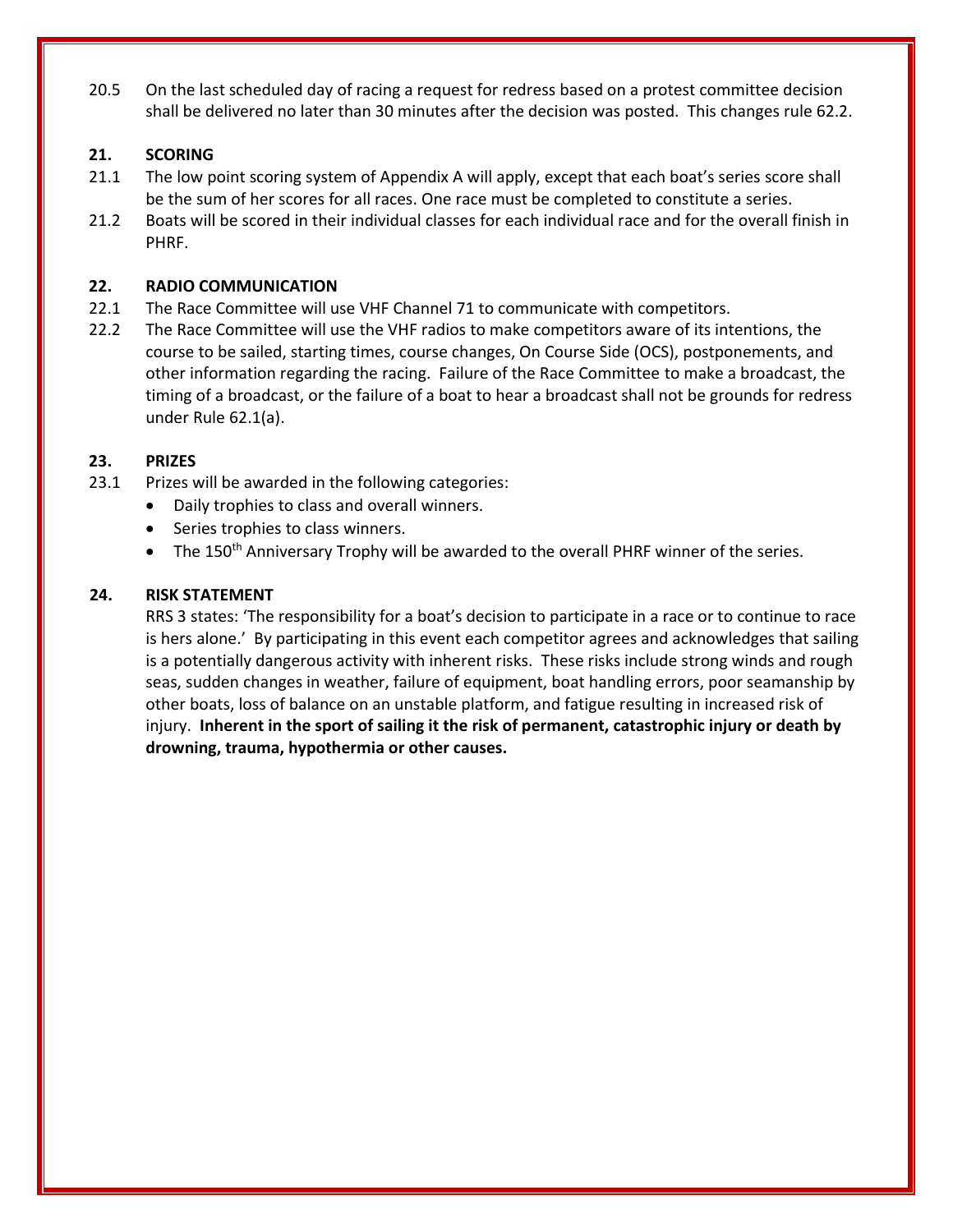20.5 On the last scheduled day of racing a request for redress based on a protest committee decision shall be delivered no later than 30 minutes after the decision was posted. This changes rule 62.2.

## 21. SCORING

21.1 The low point scoring system of Appendix A will apply, except that each boat's series score shall be the sum of her scores for all races. One race must be completed to constitute a series.

21.2 Boats will be scored in their individual classes for each individual race and for the overall finish in PHRF.

## 22. RADIO COMMUNICATION

22.1 The Race Committee will use VHF Channel 71 to communicate with competitors.

22.2 The Race Committee will use the VHF radios to make competitors aware of its intentions, the course to be sailed, starting times, course changes, On Course Side (OCS), postponements, and other information regarding the racing. Failure of the Race Committee to make a broadcast, the timing of a broadcast, or the failure of a boat to hear a broadcast shall not be grounds for redress under Rule 62.1(a).

## 23. PRIZES

23.1 Prizes will be awarded in the following categories:

- Daily trophies to class and overall winners.
- Series trophies to class winners.
- The 150th Anniversary Trophy will be awarded to the overall PHRF winner of the series.

## 24. RISK STATEMENT

RRS 3 states: 'The responsibility for a boat's decision to participate in a race or to continue to race is hers alone.' By participating in this event each competitor agrees and acknowledges that sailing is a potentially dangerous activity with inherent risks. These risks include strong winds and rough seas, sudden changes in weather, failure of equipment, boat handling errors, poor seamanship by other boats, loss of balance on an unstable platform, and fatigue resulting in increased risk of injury. **Inherent in the sport of sailing it the risk of permanent, catastrophic injury or death by drowning, trauma, hypothermia or other causes.**